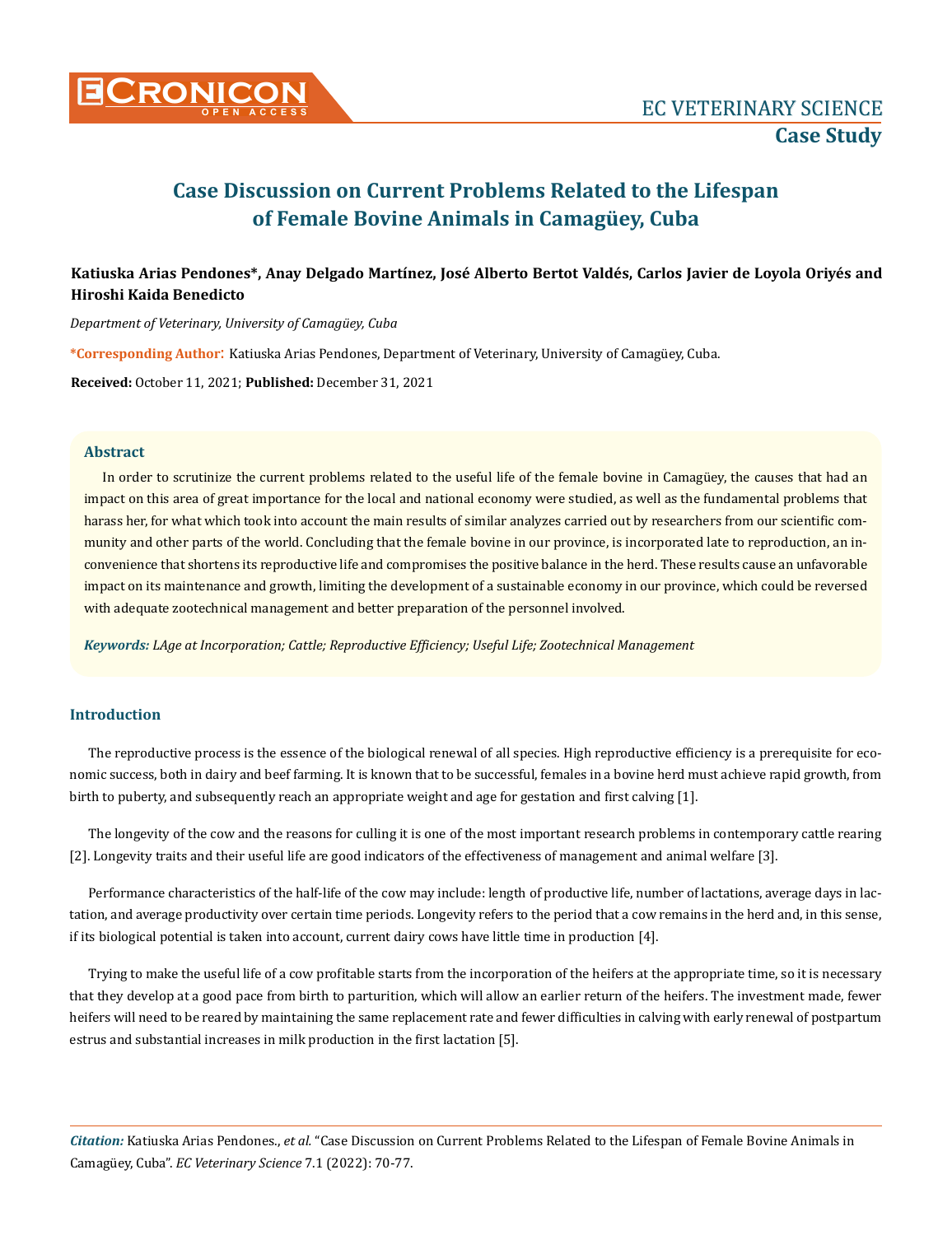# Case Discussion on Current Problems Related to the Lifespan of Female Bovine Animals in Camagüey, Cuba

**Katiuska Arias Pendones\*, Anay Delgado Martínez, José Alberto Bertot Valdés, Carlos Javier de Loyola Oriyés and Hiroshi Kaida Benedicto**

*Department of Veterinary, University of Camagüey, Cuba*

**\*Corresponding Author:** Katiuska Arias Pendones, Department of Veterinary, University of Camagüey, Cuba.

**Received:** October 11, 2021; **Published:** December 31, 2021

## Abstract

In order to scrutinize the current problems related to the useful life of the female bovine in Camagüey, the causes that had an impact on this area of great importance for the local and national economy were studied, as well as the fundamental problems that harass her, for what which took into account the main results of similar analyzes carried out by researchers from our scientific community and other parts of the world. Concluding that the female bovine in our province, is incorporated late to reproduction, an inconvenience that shortens its reproductive life and compromises the positive balance in the herd. These results cause an unfavorable impact on its maintenance and growth, limiting the development of a sustainable economy in our province, which could be reversed with adequate zootechnical management and better preparation of the personnel involved.

***Keywords:*** *LAge at Incorporation; Cattle; Reproductive Efficiency; Useful Life; Zootechnical Management*

## Introduction

The reproductive process is the essence of the biological renewal of all species. High reproductive efficiency is a prerequisite for economic success, both in dairy and beef farming. It is known that to be successful, females in a bovine herd must achieve rapid growth, from birth to puberty, and subsequently reach an appropriate weight and age for gestation and first calving [1].

The longevity of the cow and the reasons for culling it is one of the most important research problems in contemporary cattle rearing [2]. Longevity traits and their useful life are good indicators of the effectiveness of management and animal welfare [3].

Performance characteristics of the half-life of the cow may include: length of productive life, number of lactations, average days in lactation, and average productivity over certain time periods. Longevity refers to the period that a cow remains in the herd and, in this sense, if its biological potential is taken into account, current dairy cows have little time in production [4].

Trying to make the useful life of a cow profitable starts from the incorporation of the heifers at the appropriate time, so it is necessary that they develop at a good pace from birth to parturition, which will allow an earlier return of the heifers. The investment made, fewer heifers will need to be reared by maintaining the same replacement rate and fewer difficulties in calving with early renewal of postpartum estrus and substantial increases in milk production in the first lactation [5].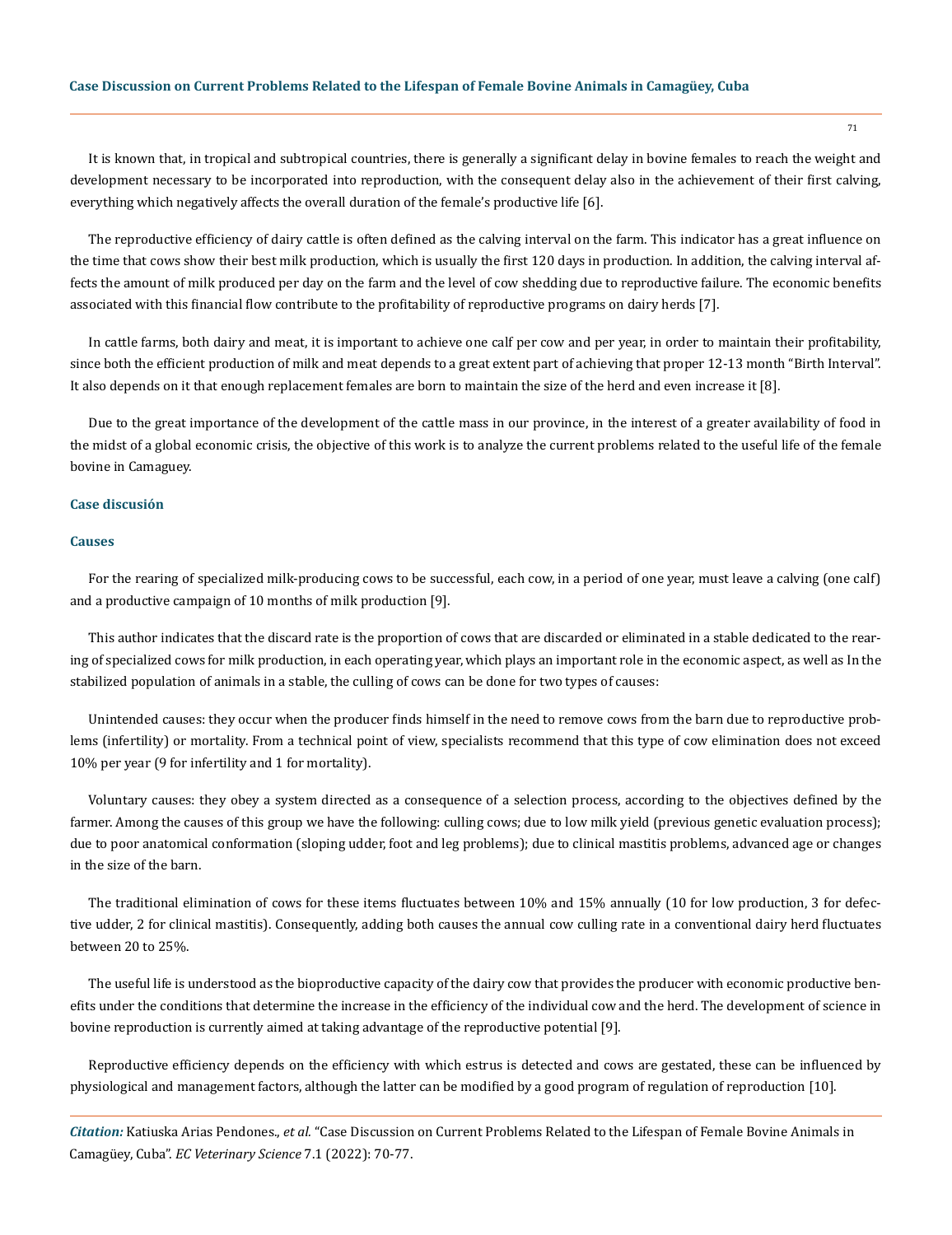It is known that, in tropical and subtropical countries, there is generally a significant delay in bovine females to reach the weight and development necessary to be incorporated into reproduction, with the consequent delay also in the achievement of their first calving, everything which negatively affects the overall duration of the female's productive life [6].

The reproductive efficiency of dairy cattle is often defined as the calving interval on the farm. This indicator has a great influence on the time that cows show their best milk production, which is usually the first 120 days in production. In addition, the calving interval affects the amount of milk produced per day on the farm and the level of cow shedding due to reproductive failure. The economic benefits associated with this financial flow contribute to the profitability of reproductive programs on dairy herds [7].

In cattle farms, both dairy and meat, it is important to achieve one calf per cow and per year, in order to maintain their profitability, since both the efficient production of milk and meat depends to a great extent part of achieving that proper 12-13 month "Birth Interval". It also depends on it that enough replacement females are born to maintain the size of the herd and even increase it [8].

Due to the great importance of the development of the cattle mass in our province, in the interest of a greater availability of food in the midst of a global economic crisis, the objective of this work is to analyze the current problems related to the useful life of the female bovine in Camaguey.

## Case discusión

### Causes

For the rearing of specialized milk-producing cows to be successful, each cow, in a period of one year, must leave a calving (one calf) and a productive campaign of 10 months of milk production [9].

This author indicates that the discard rate is the proportion of cows that are discarded or eliminated in a stable dedicated to the rearing of specialized cows for milk production, in each operating year, which plays an important role in the economic aspect, as well as In the stabilized population of animals in a stable, the culling of cows can be done for two types of causes:

Unintended causes: they occur when the producer finds himself in the need to remove cows from the barn due to reproductive problems (infertility) or mortality. From a technical point of view, specialists recommend that this type of cow elimination does not exceed 10% per year (9 for infertility and 1 for mortality).

Voluntary causes: they obey a system directed as a consequence of a selection process, according to the objectives defined by the farmer. Among the causes of this group we have the following: culling cows; due to low milk yield (previous genetic evaluation process); due to poor anatomical conformation (sloping udder, foot and leg problems); due to clinical mastitis problems, advanced age or changes in the size of the barn.

The traditional elimination of cows for these items fluctuates between 10% and 15% annually (10 for low production, 3 for defective udder, 2 for clinical mastitis). Consequently, adding both causes the annual cow culling rate in a conventional dairy herd fluctuates between 20 to 25%.

The useful life is understood as the bioproductive capacity of the dairy cow that provides the producer with economic productive benefits under the conditions that determine the increase in the efficiency of the individual cow and the herd. The development of science in bovine reproduction is currently aimed at taking advantage of the reproductive potential [9].

Reproductive efficiency depends on the efficiency with which estrus is detected and cows are gestated, these can be influenced by physiological and management factors, although the latter can be modified by a good program of regulation of reproduction [10].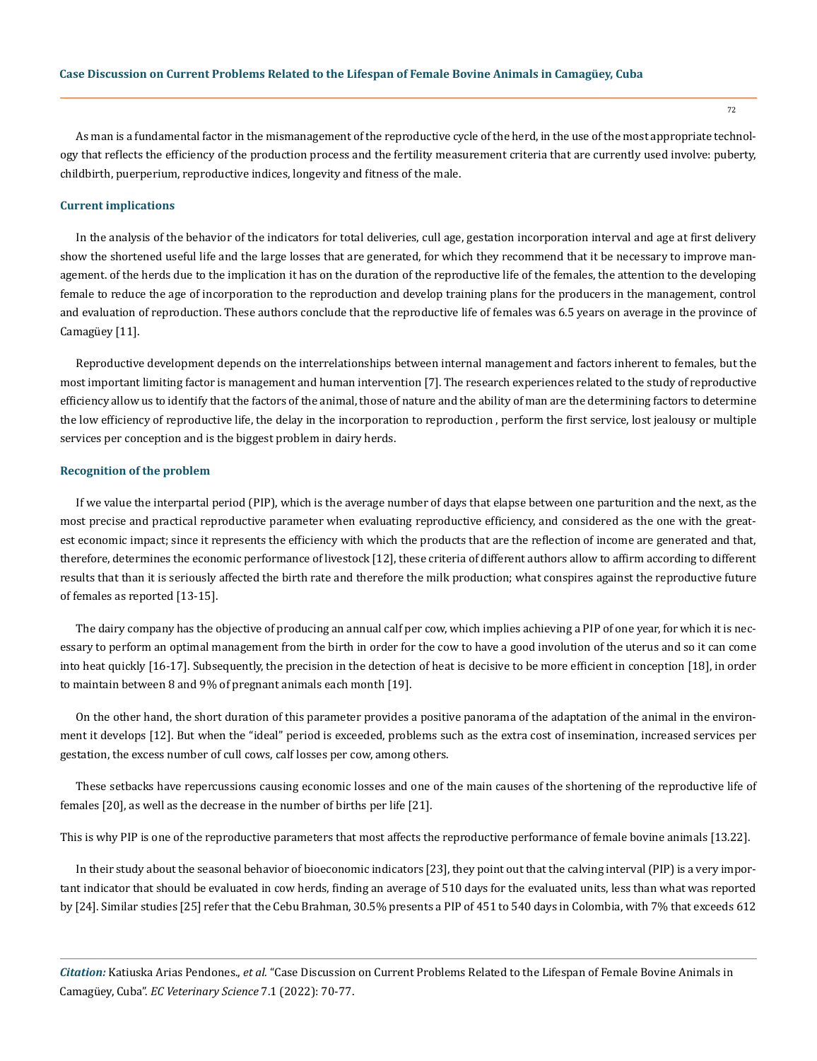As man is a fundamental factor in the mismanagement of the reproductive cycle of the herd, in the use of the most appropriate technology that reflects the efficiency of the production process and the fertility measurement criteria that are currently used involve: puberty, childbirth, puerperium, reproductive indices, longevity and fitness of the male.

### Current implications

In the analysis of the behavior of the indicators for total deliveries, cull age, gestation incorporation interval and age at first delivery show the shortened useful life and the large losses that are generated, for which they recommend that it be necessary to improve management. of the herds due to the implication it has on the duration of the reproductive life of the females, the attention to the developing female to reduce the age of incorporation to the reproduction and develop training plans for the producers in the management, control and evaluation of reproduction. These authors conclude that the reproductive life of females was 6.5 years on average in the province of Camagüey [11].

Reproductive development depends on the interrelationships between internal management and factors inherent to females, but the most important limiting factor is management and human intervention [7]. The research experiences related to the study of reproductive efficiency allow us to identify that the factors of the animal, those of nature and the ability of man are the determining factors to determine the low efficiency of reproductive life, the delay in the incorporation to reproduction , perform the first service, lost jealousy or multiple services per conception and is the biggest problem in dairy herds.

### Recognition of the problem

If we value the interpartal period (PIP), which is the average number of days that elapse between one parturition and the next, as the most precise and practical reproductive parameter when evaluating reproductive efficiency, and considered as the one with the greatest economic impact; since it represents the efficiency with which the products that are the reflection of income are generated and that, therefore, determines the economic performance of livestock [12], these criteria of different authors allow to affirm according to different results that than it is seriously affected the birth rate and therefore the milk production; what conspires against the reproductive future of females as reported [13-15].

The dairy company has the objective of producing an annual calf per cow, which implies achieving a PIP of one year, for which it is necessary to perform an optimal management from the birth in order for the cow to have a good involution of the uterus and so it can come into heat quickly [16-17]. Subsequently, the precision in the detection of heat is decisive to be more efficient in conception [18], in order to maintain between 8 and 9% of pregnant animals each month [19].

On the other hand, the short duration of this parameter provides a positive panorama of the adaptation of the animal in the environment it develops [12]. But when the "ideal" period is exceeded, problems such as the extra cost of insemination, increased services per gestation, the excess number of cull cows, calf losses per cow, among others.

These setbacks have repercussions causing economic losses and one of the main causes of the shortening of the reproductive life of females [20], as well as the decrease in the number of births per life [21].

This is why PIP is one of the reproductive parameters that most affects the reproductive performance of female bovine animals [13.22].

In their study about the seasonal behavior of bioeconomic indicators [23], they point out that the calving interval (PIP) is a very important indicator that should be evaluated in cow herds, finding an average of 510 days for the evaluated units, less than what was reported by [24]. Similar studies [25] refer that the Cebu Brahman, 30.5% presents a PIP of 451 to 540 days in Colombia, with 7% that exceeds 612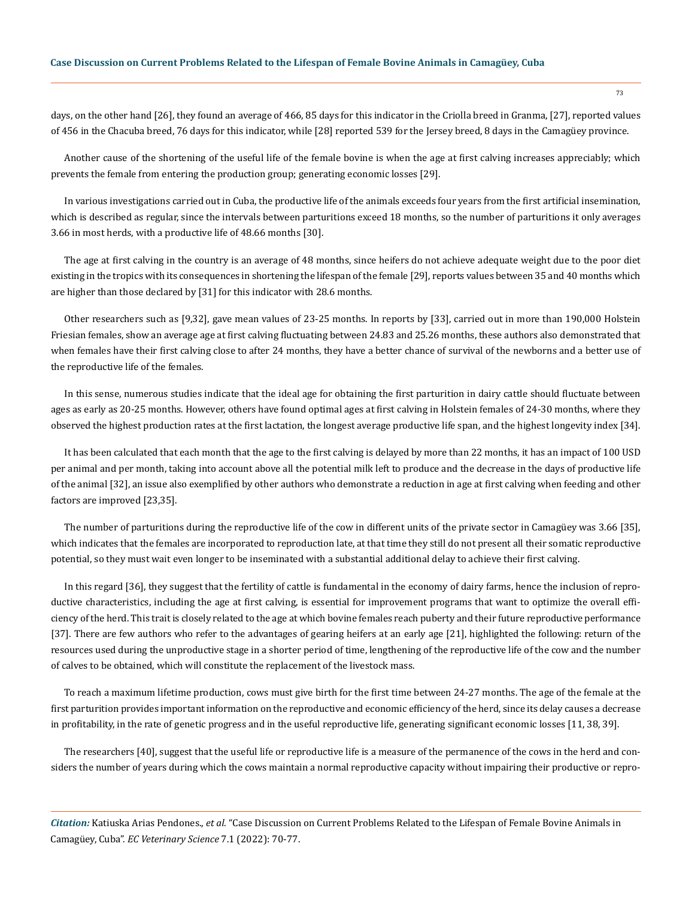days, on the other hand [26], they found an average of 466, 85 days for this indicator in the Criolla breed in Granma, [27], reported values of 456 in the Chacuba breed, 76 days for this indicator, while [28] reported 539 for the Jersey breed, 8 days in the Camagüey province.

Another cause of the shortening of the useful life of the female bovine is when the age at first calving increases appreciably; which prevents the female from entering the production group; generating economic losses [29].

In various investigations carried out in Cuba, the productive life of the animals exceeds four years from the first artificial insemination, which is described as regular, since the intervals between parturitions exceed 18 months, so the number of parturitions it only averages 3.66 in most herds, with a productive life of 48.66 months [30].

The age at first calving in the country is an average of 48 months, since heifers do not achieve adequate weight due to the poor diet existing in the tropics with its consequences in shortening the lifespan of the female [29], reports values between 35 and 40 months which are higher than those declared by [31] for this indicator with 28.6 months.

Other researchers such as [9,32], gave mean values of 23-25 months. In reports by [33], carried out in more than 190,000 Holstein Friesian females, show an average age at first calving fluctuating between 24.83 and 25.26 months, these authors also demonstrated that when females have their first calving close to after 24 months, they have a better chance of survival of the newborns and a better use of the reproductive life of the females.

In this sense, numerous studies indicate that the ideal age for obtaining the first parturition in dairy cattle should fluctuate between ages as early as 20-25 months. However, others have found optimal ages at first calving in Holstein females of 24-30 months, where they observed the highest production rates at the first lactation, the longest average productive life span, and the highest longevity index [34].

It has been calculated that each month that the age to the first calving is delayed by more than 22 months, it has an impact of 100 USD per animal and per month, taking into account above all the potential milk left to produce and the decrease in the days of productive life of the animal [32], an issue also exemplified by other authors who demonstrate a reduction in age at first calving when feeding and other factors are improved [23,35].

The number of parturitions during the reproductive life of the cow in different units of the private sector in Camagüey was 3.66 [35], which indicates that the females are incorporated to reproduction late, at that time they still do not present all their somatic reproductive potential, so they must wait even longer to be inseminated with a substantial additional delay to achieve their first calving.

In this regard [36], they suggest that the fertility of cattle is fundamental in the economy of dairy farms, hence the inclusion of reproductive characteristics, including the age at first calving, is essential for improvement programs that want to optimize the overall efficiency of the herd. This trait is closely related to the age at which bovine females reach puberty and their future reproductive performance [37]. There are few authors who refer to the advantages of gearing heifers at an early age [21], highlighted the following: return of the resources used during the unproductive stage in a shorter period of time, lengthening of the reproductive life of the cow and the number of calves to be obtained, which will constitute the replacement of the livestock mass.

To reach a maximum lifetime production, cows must give birth for the first time between 24-27 months. The age of the female at the first parturition provides important information on the reproductive and economic efficiency of the herd, since its delay causes a decrease in profitability, in the rate of genetic progress and in the useful reproductive life, generating significant economic losses [11, 38, 39].

The researchers [40], suggest that the useful life or reproductive life is a measure of the permanence of the cows in the herd and considers the number of years during which the cows maintain a normal reproductive capacity without impairing their productive or repro-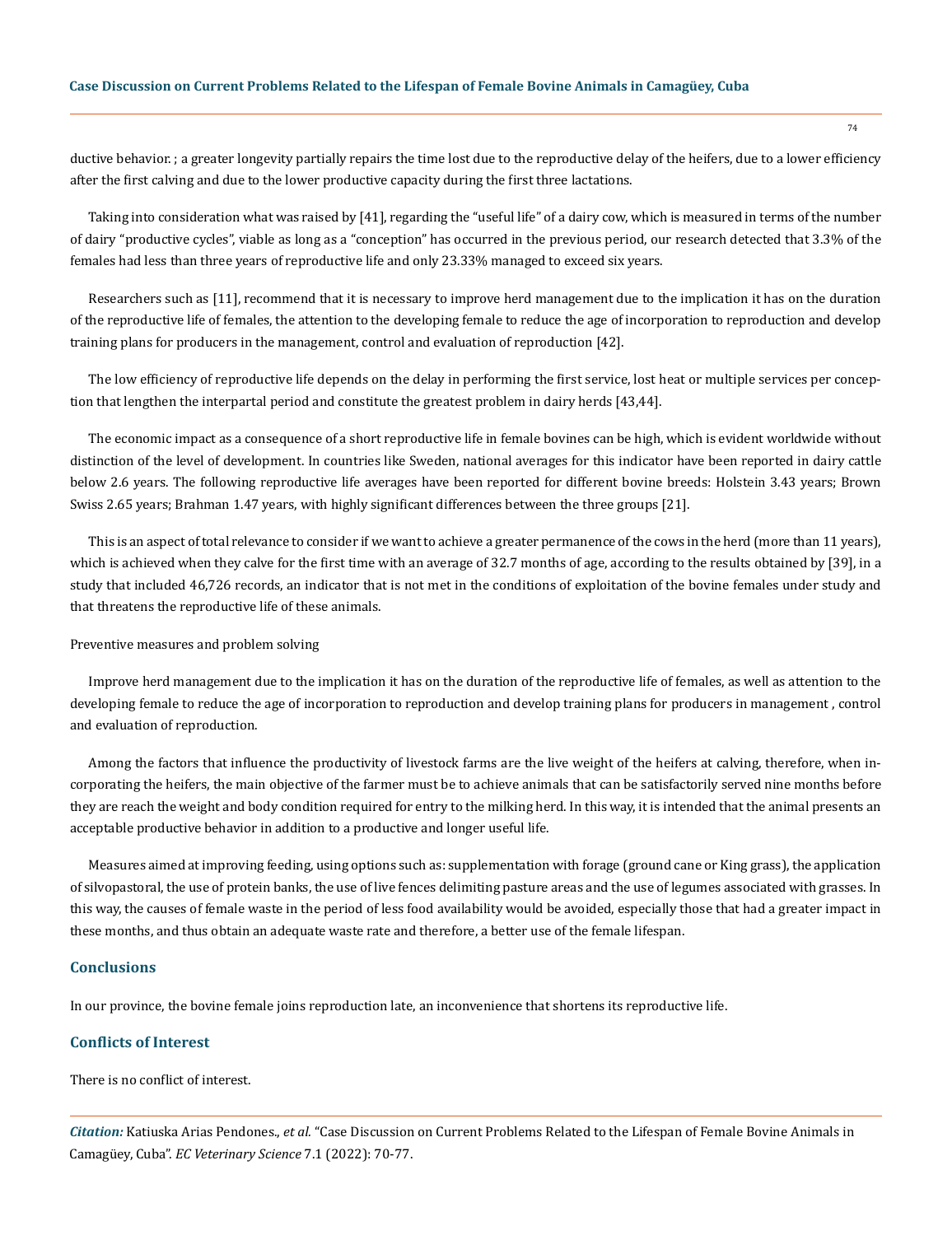ductive behavior. ; a greater longevity partially repairs the time lost due to the reproductive delay of the heifers, due to a lower efficiency after the first calving and due to the lower productive capacity during the first three lactations.

Taking into consideration what was raised by [41], regarding the "useful life" of a dairy cow, which is measured in terms of the number of dairy "productive cycles", viable as long as a "conception" has occurred in the previous period, our research detected that 3.3% of the females had less than three years of reproductive life and only 23.33% managed to exceed six years.

Researchers such as [11], recommend that it is necessary to improve herd management due to the implication it has on the duration of the reproductive life of females, the attention to the developing female to reduce the age of incorporation to reproduction and develop training plans for producers in the management, control and evaluation of reproduction [42].

The low efficiency of reproductive life depends on the delay in performing the first service, lost heat or multiple services per conception that lengthen the interpartal period and constitute the greatest problem in dairy herds [43,44].

The economic impact as a consequence of a short reproductive life in female bovines can be high, which is evident worldwide without distinction of the level of development. In countries like Sweden, national averages for this indicator have been reported in dairy cattle below 2.6 years. The following reproductive life averages have been reported for different bovine breeds: Holstein 3.43 years; Brown Swiss 2.65 years; Brahman 1.47 years, with highly significant differences between the three groups [21].

This is an aspect of total relevance to consider if we want to achieve a greater permanence of the cows in the herd (more than 11 years), which is achieved when they calve for the first time with an average of 32.7 months of age, according to the results obtained by [39], in a study that included 46,726 records, an indicator that is not met in the conditions of exploitation of the bovine females under study and that threatens the reproductive life of these animals.

Preventive measures and problem solving

Improve herd management due to the implication it has on the duration of the reproductive life of females, as well as attention to the developing female to reduce the age of incorporation to reproduction and develop training plans for producers in management , control and evaluation of reproduction.

Among the factors that influence the productivity of livestock farms are the live weight of the heifers at calving, therefore, when incorporating the heifers, the main objective of the farmer must be to achieve animals that can be satisfactorily served nine months before they are reach the weight and body condition required for entry to the milking herd. In this way, it is intended that the animal presents an acceptable productive behavior in addition to a productive and longer useful life.

Measures aimed at improving feeding, using options such as: supplementation with forage (ground cane or King grass), the application of silvopastoral, the use of protein banks, the use of live fences delimiting pasture areas and the use of legumes associated with grasses. In this way, the causes of female waste in the period of less food availability would be avoided, especially those that had a greater impact in these months, and thus obtain an adequate waste rate and therefore, a better use of the female lifespan.

## Conclusions

In our province, the bovine female joins reproduction late, an inconvenience that shortens its reproductive life.

## Conflicts of Interest

There is no conflict of interest.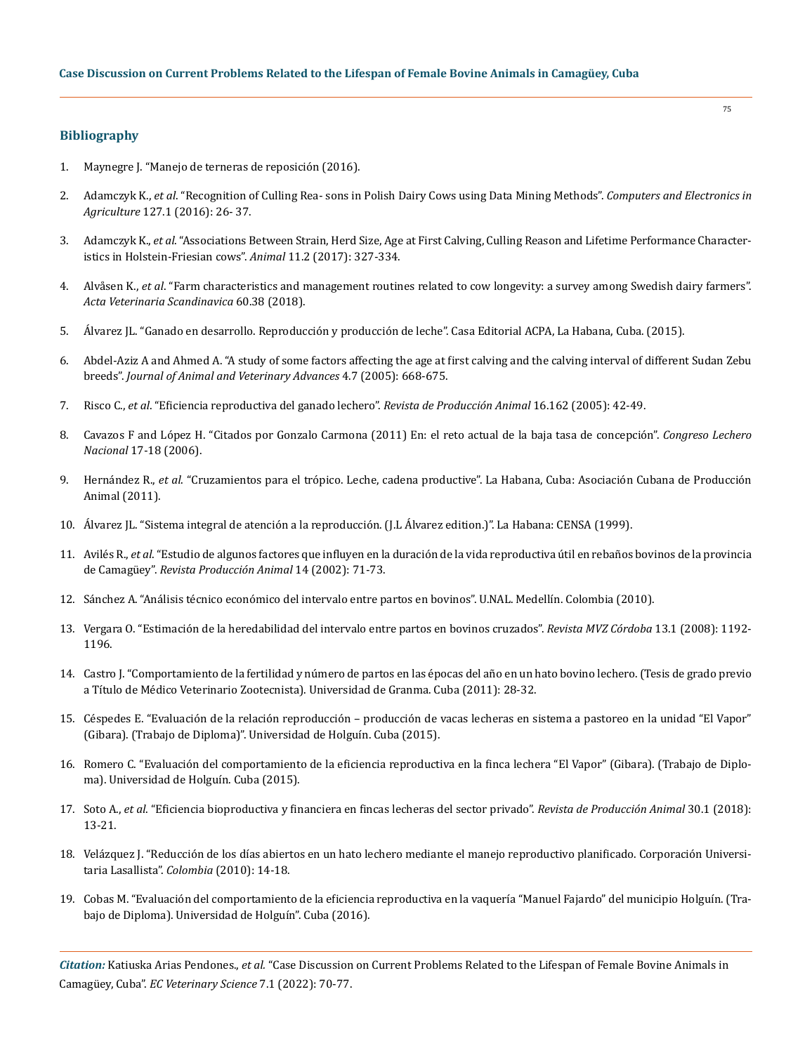## Bibliography

1. Maynegre J. "Manejo de terneras de reposición (2016).
2. Adamczyk K., *et al*. "Recognition of Culling Rea- sons in Polish Dairy Cows using Data Mining Methods". *Computers and Electronics in Agriculture* 127.1 (2016): 26- 37.
3. Adamczyk K., *et al*. "Associations Between Strain, Herd Size, Age at First Calving, Culling Reason and Lifetime Performance Characteristics in Holstein-Friesian cows". *Animal* 11.2 (2017): 327-334.
4. Alvåsen K., *et al*. "Farm characteristics and management routines related to cow longevity: a survey among Swedish dairy farmers". *Acta Veterinaria Scandinavica* 60.38 (2018).
5. Álvarez JL. "Ganado en desarrollo. Reproducción y producción de leche". Casa Editorial ACPA, La Habana, Cuba. (2015).
6. Abdel-Aziz A and Ahmed A. "A study of some factors affecting the age at first calving and the calving interval of different Sudan Zebu breeds". *Journal of Animal and Veterinary Advances* 4.7 (2005): 668-675.
7. Risco C., *et al*. "Eficiencia reproductiva del ganado lechero". *Revista de Producción Animal* 16.162 (2005): 42-49.
8. Cavazos F and López H. "Citados por Gonzalo Carmona (2011) En: el reto actual de la baja tasa de concepción". *Congreso Lechero Nacional* 17-18 (2006).
9. Hernández R., *et al*. "Cruzamientos para el trópico. Leche, cadena productive". La Habana, Cuba: Asociación Cubana de Producción Animal (2011).
10. Álvarez JL. "Sistema integral de atención a la reproducción. (J.L Álvarez edition.)". La Habana: CENSA (1999).
11. Avilés R., *et al*. "Estudio de algunos factores que influyen en la duración de la vida reproductiva útil en rebaños bovinos de la provincia de Camagüey". *Revista Producción Animal* 14 (2002): 71-73.
12. Sánchez A. "Análisis técnico económico del intervalo entre partos en bovinos". U.NAL. Medellín. Colombia (2010).
13. Vergara O. "Estimación de la heredabilidad del intervalo entre partos en bovinos cruzados". *Revista MVZ Córdoba* 13.1 (2008): 1192-1196.
14. Castro J. "Comportamiento de la fertilidad y número de partos en las épocas del año en un hato bovino lechero. (Tesis de grado previo a Título de Médico Veterinario Zootecnista). Universidad de Granma. Cuba (2011): 28-32.
15. Céspedes E. "Evaluación de la relación reproducción – producción de vacas lecheras en sistema a pastoreo en la unidad "El Vapor" (Gibara). (Trabajo de Diploma)". Universidad de Holguín. Cuba (2015).
16. Romero C. "Evaluación del comportamiento de la eficiencia reproductiva en la finca lechera "El Vapor" (Gibara). (Trabajo de Diploma). Universidad de Holguín. Cuba (2015).
17. Soto A., *et al*. "Eficiencia bioproductiva y financiera en fincas lecheras del sector privado". *Revista de Producción Animal* 30.1 (2018): 13-21.
18. Velázquez J. "Reducción de los días abiertos en un hato lechero mediante el manejo reproductivo planificado. Corporación Universitaria Lasallista". *Colombia* (2010): 14-18.
19. Cobas M. "Evaluación del comportamiento de la eficiencia reproductiva en la vaquería "Manuel Fajardo" del municipio Holguín. (Trabajo de Diploma). Universidad de Holguín". Cuba (2016).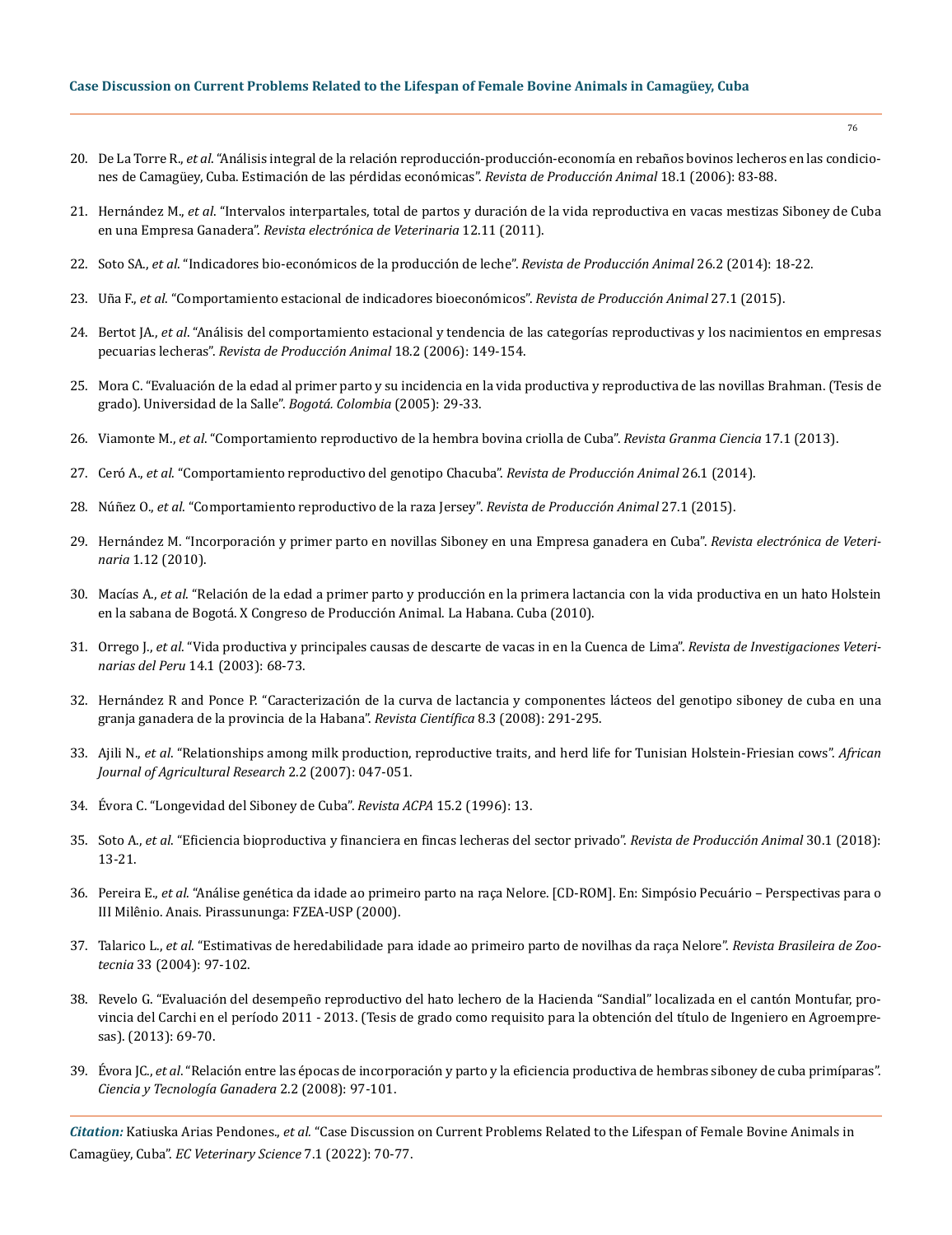20. De La Torre R., *et al*. "Análisis integral de la relación reproducción-producción-economía en rebaños bovinos lecheros en las condiciones de Camagüey, Cuba. Estimación de las pérdidas económicas". *Revista de Producción Animal* 18.1 (2006): 83-88.

21. Hernández M., *et al*. "Intervalos interpartales, total de partos y duración de la vida reproductiva en vacas mestizas Siboney de Cuba en una Empresa Ganadera". *Revista electrónica de Veterinaria* 12.11 (2011).

22. Soto SA., *et al*. "Indicadores bio-económicos de la producción de leche". *Revista de Producción Animal* 26.2 (2014): 18-22.

23. Uña F., *et al*. "Comportamiento estacional de indicadores bioeconómicos". *Revista de Producción Animal* 27.1 (2015).

24. Bertot JA., *et al*. "Análisis del comportamiento estacional y tendencia de las categorías reproductivas y los nacimientos en empresas pecuarias lecheras". *Revista de Producción Animal* 18.2 (2006): 149-154.

25. Mora C. "Evaluación de la edad al primer parto y su incidencia en la vida productiva y reproductiva de las novillas Brahman. (Tesis de grado). Universidad de la Salle". *Bogotá. Colombia* (2005): 29-33.

26. Viamonte M., *et al*. "Comportamiento reproductivo de la hembra bovina criolla de Cuba". *Revista Granma Ciencia* 17.1 (2013).

27. Ceró A., *et al*. "Comportamiento reproductivo del genotipo Chacuba". *Revista de Producción Animal* 26.1 (2014).

28. Núñez O., *et al*. "Comportamiento reproductivo de la raza Jersey". *Revista de Producción Animal* 27.1 (2015).

29. Hernández M. "Incorporación y primer parto en novillas Siboney en una Empresa ganadera en Cuba". *Revista electrónica de Veterinaria* 1.12 (2010).

30. Macías A., *et al*. "Relación de la edad a primer parto y producción en la primera lactancia con la vida productiva en un hato Holstein en la sabana de Bogotá. X Congreso de Producción Animal. La Habana. Cuba (2010).

31. Orrego J., *et al*. "Vida productiva y principales causas de descarte de vacas in en la Cuenca de Lima". *Revista de Investigaciones Veterinarias del Peru* 14.1 (2003): 68-73.

32. Hernández R and Ponce P. "Caracterización de la curva de lactancia y componentes lácteos del genotipo siboney de cuba en una granja ganadera de la provincia de la Habana". *Revista Científica* 8.3 (2008): 291-295.

33. Ajili N., *et al*. "Relationships among milk production, reproductive traits, and herd life for Tunisian Holstein-Friesian cows". *African Journal of Agricultural Research* 2.2 (2007): 047-051.

34. Évora C. "Longevidad del Siboney de Cuba". *Revista ACPA* 15.2 (1996): 13.

35. Soto A., *et al*. "Eficiencia bioproductiva y financiera en fincas lecheras del sector privado". *Revista de Producción Animal* 30.1 (2018): 13-21.

36. Pereira E., *et al*. "Análise genética da idade ao primeiro parto na raça Nelore. [CD-ROM]. En: Simpósio Pecuário – Perspectivas para o III Milênio. Anais. Pirassunanga: FZEA-USP (2000).

37. Talarico L., *et al*. "Estimativas de heredabilidade para idade ao primeiro parto de novilhas da raça Nelore". *Revista Brasileira de Zootecnia* 33 (2004): 97-102.

38. Revelo G. "Evaluación del desempeño reproductivo del hato lechero de la Hacienda "Sandial" localizada en el cantón Montufar, provincia del Carchi en el período 2011 - 2013. (Tesis de grado como requisito para la obtención del título de Ingeniero en Agroempresas). (2013): 69-70.

39. Évora JC., *et al*. "Relación entre las épocas de incorporación y parto y la eficiencia productiva de hembras siboney de cuba primíparas". *Ciencia y Tecnología Ganadera* 2.2 (2008): 97-101.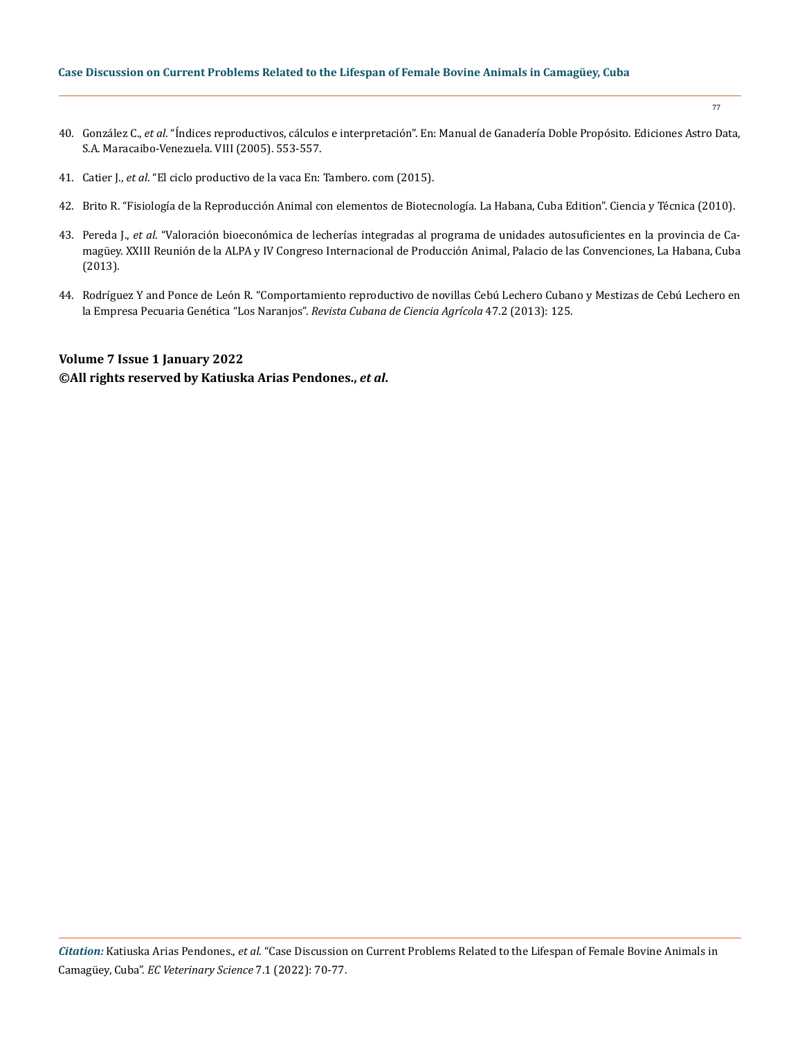40. González C., *et al*. "Índices reproductivos, cálculos e interpretación". En: Manual de Ganadería Doble Propósito. Ediciones Astro Data, S.A. Maracaibo-Venezuela. VIII (2005). 553-557.

41. Catier J., *et al*. "El ciclo productivo de la vaca En: Tambero. com (2015).

42. Brito R. "Fisiología de la Reproducción Animal con elementos de Biotecnología. La Habana, Cuba Edition". Ciencia y Técnica (2010).

43. Pereda J., *et al*. "Valoración bioeconómica de lecherías integradas al programa de unidades autosuficientes en la provincia de Camagüey. XXIII Reunión de la ALPA y IV Congreso Internacional de Producción Animal, Palacio de las Convenciones, La Habana, Cuba (2013).

44. Rodríguez Y and Ponce de León R. "Comportamiento reproductivo de novillas Cebú Lechero Cubano y Mestizas de Cebú Lechero en la Empresa Pecuaria Genética "Los Naranjos". *Revista Cubana de Ciencia Agrícola* 47.2 (2013): 125.

**Volume 7 Issue 1 January 2022**
**©All rights reserved by Katiuska Arias Pendones., *et al*.**